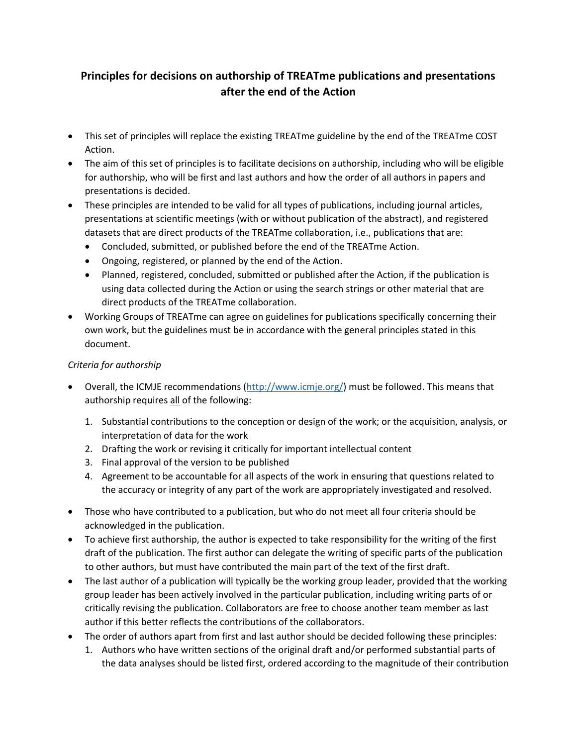# Principles for decisions on authorship of TREATme publications and presentations after the end of the Action

- This set of principles will replace the existing TREATme guideline by the end of the TREATme COST Action.
- The aim of this set of principles is to facilitate decisions on authorship, including who will be eligible for authorship, who will be first and last authors and how the order of all authors in papers and presentations is decided.
- These principles are intended to be valid for all types of publications, including journal articles, presentations at scientific meetings (with or without publication of the abstract), and registered datasets that are direct products of the TREATme collaboration, i.e., publications that are:
  - Concluded, submitted, or published before the end of the TREATme Action.
  - Ongoing, registered, or planned by the end of the Action.
  - Planned, registered, concluded, submitted or published after the Action, if the publication is using data collected during the Action or using the search strings or other material that are direct products of the TREATme collaboration.
- Working Groups of TREATme can agree on guidelines for publications specifically concerning their own work, but the guidelines must be in accordance with the general principles stated in this document.

*Criteria for authorship*

- Overall, the ICMJE recommendations (http://www.icmje.org/) must be followed. This means that authorship requires <u>all</u> of the following:
  1. Substantial contributions to the conception or design of the work; or the acquisition, analysis, or interpretation of data for the work
  2. Drafting the work or revising it critically for important intellectual content
  3. Final approval of the version to be published
  4. Agreement to be accountable for all aspects of the work in ensuring that questions related to the accuracy or integrity of any part of the work are appropriately investigated and resolved.
- Those who have contributed to a publication, but who do not meet all four criteria should be acknowledged in the publication.
- To achieve first authorship, the author is expected to take responsibility for the writing of the first draft of the publication. The first author can delegate the writing of specific parts of the publication to other authors, but must have contributed the main part of the text of the first draft.
- The last author of a publication will typically be the working group leader, provided that the working group leader has been actively involved in the particular publication, including writing parts of or critically revising the publication. Collaborators are free to choose another team member as last author if this better reflects the contributions of the collaborators.
- The order of authors apart from first and last author should be decided following these principles:
  1. Authors who have written sections of the original draft and/or performed substantial parts of the data analyses should be listed first, ordered according to the magnitude of their contribution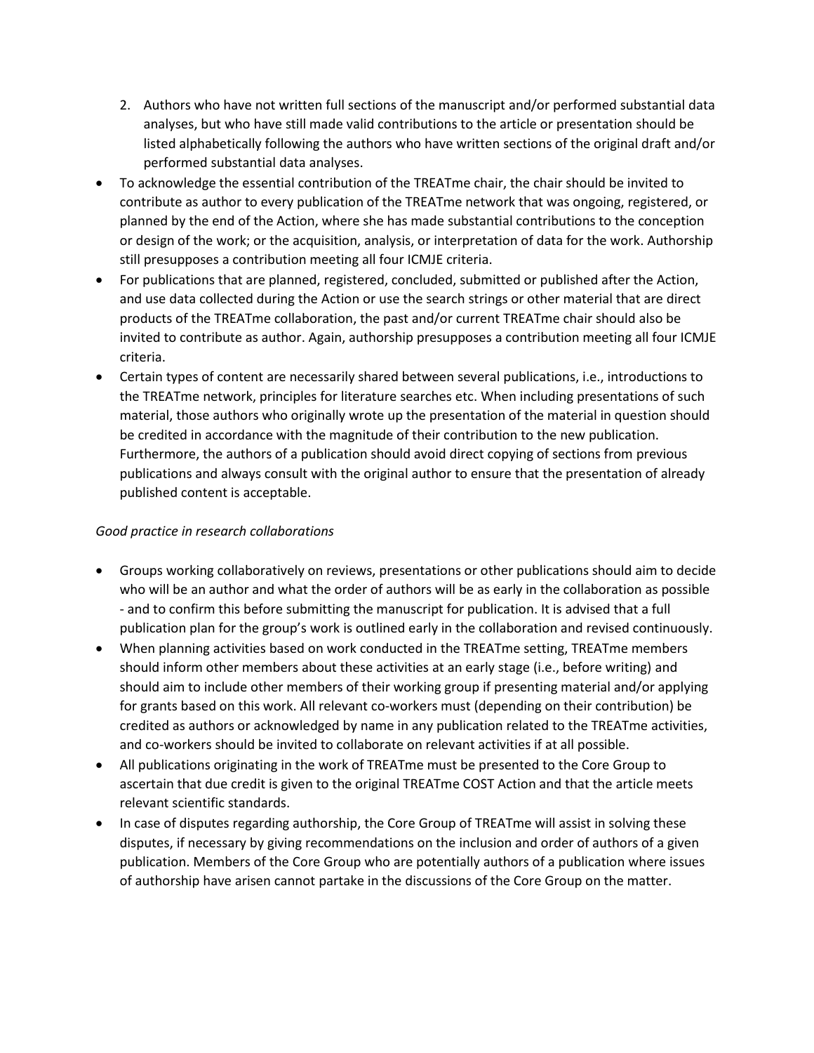2. Authors who have not written full sections of the manuscript and/or performed substantial data analyses, but who have still made valid contributions to the article or presentation should be listed alphabetically following the authors who have written sections of the original draft and/or performed substantial data analyses.

- To acknowledge the essential contribution of the TREATme chair, the chair should be invited to contribute as author to every publication of the TREATme network that was ongoing, registered, or planned by the end of the Action, where she has made substantial contributions to the conception or design of the work; or the acquisition, analysis, or interpretation of data for the work. Authorship still presupposes a contribution meeting all four ICMJE criteria.
- For publications that are planned, registered, concluded, submitted or published after the Action, and use data collected during the Action or use the search strings or other material that are direct products of the TREATme collaboration, the past and/or current TREATme chair should also be invited to contribute as author. Again, authorship presupposes a contribution meeting all four ICMJE criteria.
- Certain types of content are necessarily shared between several publications, i.e., introductions to the TREATme network, principles for literature searches etc. When including presentations of such material, those authors who originally wrote up the presentation of the material in question should be credited in accordance with the magnitude of their contribution to the new publication. Furthermore, the authors of a publication should avoid direct copying of sections from previous publications and always consult with the original author to ensure that the presentation of already published content is acceptable.

*Good practice in research collaborations*

- Groups working collaboratively on reviews, presentations or other publications should aim to decide who will be an author and what the order of authors will be as early in the collaboration as possible - and to confirm this before submitting the manuscript for publication. It is advised that a full publication plan for the group's work is outlined early in the collaboration and revised continuously.
- When planning activities based on work conducted in the TREATme setting, TREATme members should inform other members about these activities at an early stage (i.e., before writing) and should aim to include other members of their working group if presenting material and/or applying for grants based on this work. All relevant co-workers must (depending on their contribution) be credited as authors or acknowledged by name in any publication related to the TREATme activities, and co-workers should be invited to collaborate on relevant activities if at all possible.
- All publications originating in the work of TREATme must be presented to the Core Group to ascertain that due credit is given to the original TREATme COST Action and that the article meets relevant scientific standards.
- In case of disputes regarding authorship, the Core Group of TREATme will assist in solving these disputes, if necessary by giving recommendations on the inclusion and order of authors of a given publication. Members of the Core Group who are potentially authors of a publication where issues of authorship have arisen cannot partake in the discussions of the Core Group on the matter.